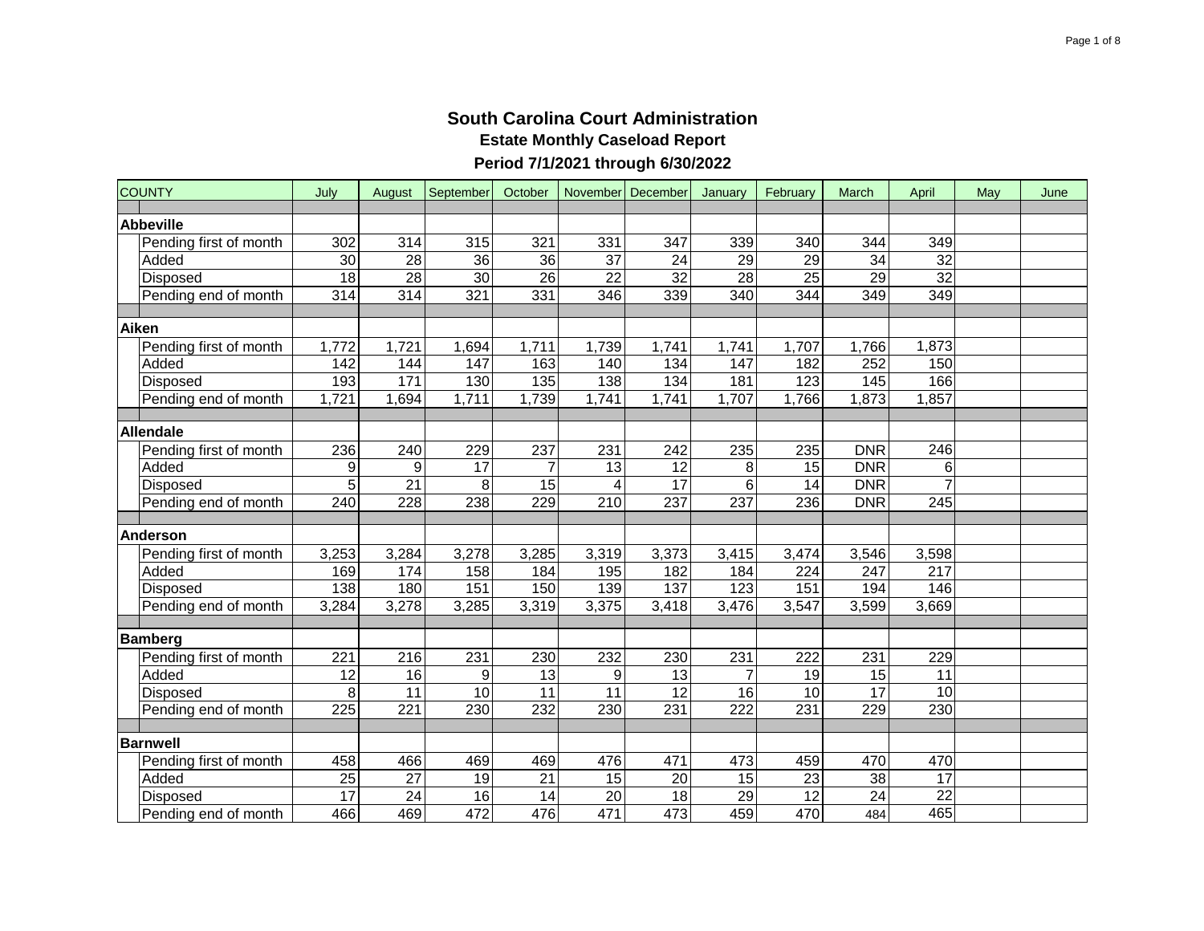# South Carolina Court Administration

## Estate Monthly Caseload Report

### Period 7/1/2021 through 6/30/2022

| COUNTY | July | August | September | October | November | December | January | February | March | April | May | June |
|---|---|---|---|---|---|---|---|---|---|---|---|---|
| **Abbeville** | | | | | | | | | | | | |
| Pending first of month | 302 | 314 | 315 | 321 | 331 | 347 | 339 | 340 | 344 | 349 | | |
| Added | 30 | 28 | 36 | 36 | 37 | 24 | 29 | 29 | 34 | 32 | | |
| Disposed | 18 | 28 | 30 | 26 | 22 | 32 | 28 | 25 | 29 | 32 | | |
| Pending end of month | 314 | 314 | 321 | 331 | 346 | 339 | 340 | 344 | 349 | 349 | | |
| **Aiken** | | | | | | | | | | | | |
| Pending first of month | 1,772 | 1,721 | 1,694 | 1,711 | 1,739 | 1,741 | 1,741 | 1,707 | 1,766 | 1,873 | | |
| Added | 142 | 144 | 147 | 163 | 140 | 134 | 147 | 182 | 252 | 150 | | |
| Disposed | 193 | 171 | 130 | 135 | 138 | 134 | 181 | 123 | 145 | 166 | | |
| Pending end of month | 1,721 | 1,694 | 1,711 | 1,739 | 1,741 | 1,741 | 1,707 | 1,766 | 1,873 | 1,857 | | |
| **Allendale** | | | | | | | | | | | | |
| Pending first of month | 236 | 240 | 229 | 237 | 231 | 242 | 235 | 235 | DNR | 246 | | |
| Added | 9 | 9 | 17 | 7 | 13 | 12 | 8 | 15 | DNR | 6 | | |
| Disposed | 5 | 21 | 8 | 15 | 4 | 17 | 6 | 14 | DNR | 7 | | |
| Pending end of month | 240 | 228 | 238 | 229 | 210 | 237 | 237 | 236 | DNR | 245 | | |
| **Anderson** | | | | | | | | | | | | |
| Pending first of month | 3,253 | 3,284 | 3,278 | 3,285 | 3,319 | 3,373 | 3,415 | 3,474 | 3,546 | 3,598 | | |
| Added | 169 | 174 | 158 | 184 | 195 | 182 | 184 | 224 | 247 | 217 | | |
| Disposed | 138 | 180 | 151 | 150 | 139 | 137 | 123 | 151 | 194 | 146 | | |
| Pending end of month | 3,284 | 3,278 | 3,285 | 3,319 | 3,375 | 3,418 | 3,476 | 3,547 | 3,599 | 3,669 | | |
| **Bamberg** | | | | | | | | | | | | |
| Pending first of month | 221 | 216 | 231 | 230 | 232 | 230 | 231 | 222 | 231 | 229 | | |
| Added | 12 | 16 | 9 | 13 | 9 | 13 | 7 | 19 | 15 | 11 | | |
| Disposed | 8 | 11 | 10 | 11 | 11 | 12 | 16 | 10 | 17 | 10 | | |
| Pending end of month | 225 | 221 | 230 | 232 | 230 | 231 | 222 | 231 | 229 | 230 | | |
| **Barnwell** | | | | | | | | | | | | |
| Pending first of month | 458 | 466 | 469 | 469 | 476 | 471 | 473 | 459 | 470 | 470 | | |
| Added | 25 | 27 | 19 | 21 | 15 | 20 | 15 | 23 | 38 | 17 | | |
| Disposed | 17 | 24 | 16 | 14 | 20 | 18 | 29 | 12 | 24 | 22 | | |
| Pending end of month | 466 | 469 | 472 | 476 | 471 | 473 | 459 | 470 | 484 | 465 | | |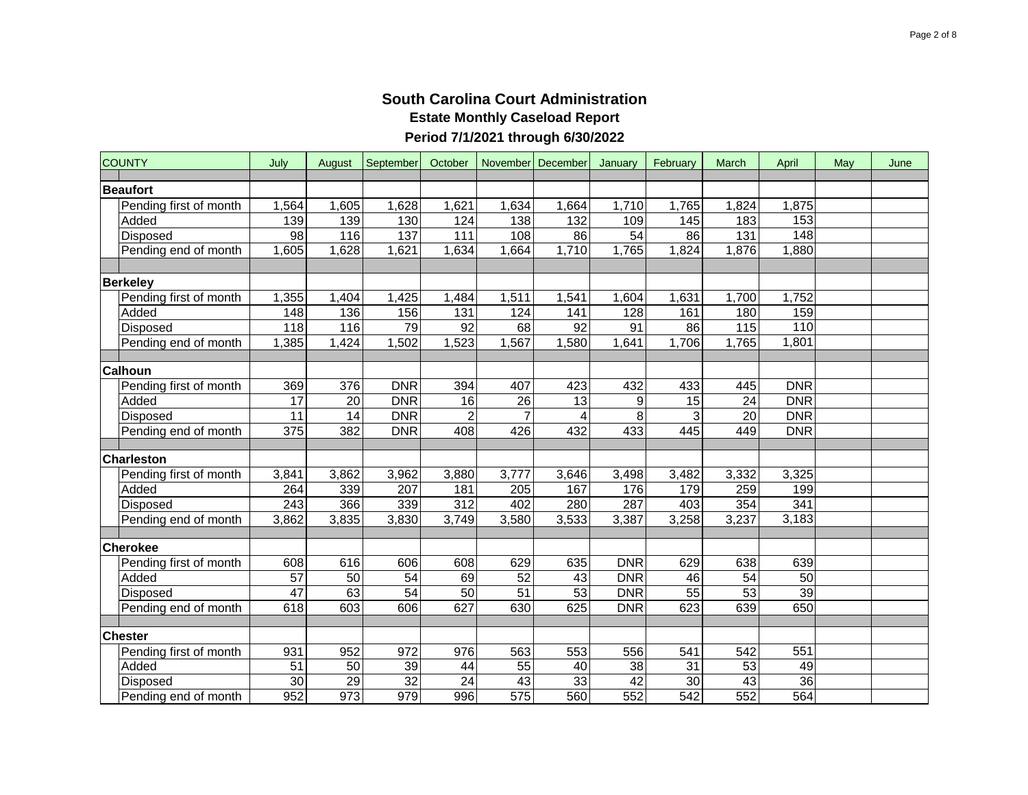# South Carolina Court Administration

## Estate Monthly Caseload Report

### Period 7/1/2021 through 6/30/2022

| COUNTY | July | August | September | October | November | December | January | February | March | April | May | June |
|---|---|---|---|---|---|---|---|---|---|---|---|---|
| **Beaufort** | | | | | | | | | | | | |
| Pending first of month | 1,564 | 1,605 | 1,628 | 1,621 | 1,634 | 1,664 | 1,710 | 1,765 | 1,824 | 1,875 | | |
| Added | 139 | 139 | 130 | 124 | 138 | 132 | 109 | 145 | 183 | 153 | | |
| Disposed | 98 | 116 | 137 | 111 | 108 | 86 | 54 | 86 | 131 | 148 | | |
| Pending end of month | 1,605 | 1,628 | 1,621 | 1,634 | 1,664 | 1,710 | 1,765 | 1,824 | 1,876 | 1,880 | | |
| **Berkeley** | | | | | | | | | | | | |
| Pending first of month | 1,355 | 1,404 | 1,425 | 1,484 | 1,511 | 1,541 | 1,604 | 1,631 | 1,700 | 1,752 | | |
| Added | 148 | 136 | 156 | 131 | 124 | 141 | 128 | 161 | 180 | 159 | | |
| Disposed | 118 | 116 | 79 | 92 | 68 | 92 | 91 | 86 | 115 | 110 | | |
| Pending end of month | 1,385 | 1,424 | 1,502 | 1,523 | 1,567 | 1,580 | 1,641 | 1,706 | 1,765 | 1,801 | | |
| **Calhoun** | | | | | | | | | | | | |
| Pending first of month | 369 | 376 | DNR | 394 | 407 | 423 | 432 | 433 | 445 | DNR | | |
| Added | 17 | 20 | DNR | 16 | 26 | 13 | 9 | 15 | 24 | DNR | | |
| Disposed | 11 | 14 | DNR | 2 | 7 | 4 | 8 | 3 | 20 | DNR | | |
| Pending end of month | 375 | 382 | DNR | 408 | 426 | 432 | 433 | 445 | 449 | DNR | | |
| **Charleston** | | | | | | | | | | | | |
| Pending first of month | 3,841 | 3,862 | 3,962 | 3,880 | 3,777 | 3,646 | 3,498 | 3,482 | 3,332 | 3,325 | | |
| Added | 264 | 339 | 207 | 181 | 205 | 167 | 176 | 179 | 259 | 199 | | |
| Disposed | 243 | 366 | 339 | 312 | 402 | 280 | 287 | 403 | 354 | 341 | | |
| Pending end of month | 3,862 | 3,835 | 3,830 | 3,749 | 3,580 | 3,533 | 3,387 | 3,258 | 3,237 | 3,183 | | |
| **Cherokee** | | | | | | | | | | | | |
| Pending first of month | 608 | 616 | 606 | 608 | 629 | 635 | DNR | 629 | 638 | 639 | | |
| Added | 57 | 50 | 54 | 69 | 52 | 43 | DNR | 46 | 54 | 50 | | |
| Disposed | 47 | 63 | 54 | 50 | 51 | 53 | DNR | 55 | 53 | 39 | | |
| Pending end of month | 618 | 603 | 606 | 627 | 630 | 625 | DNR | 623 | 639 | 650 | | |
| **Chester** | | | | | | | | | | | | |
| Pending first of month | 931 | 952 | 972 | 976 | 563 | 553 | 556 | 541 | 542 | 551 | | |
| Added | 51 | 50 | 39 | 44 | 55 | 40 | 38 | 31 | 53 | 49 | | |
| Disposed | 30 | 29 | 32 | 24 | 43 | 33 | 42 | 30 | 43 | 36 | | |
| Pending end of month | 952 | 973 | 979 | 996 | 575 | 560 | 552 | 542 | 552 | 564 | | |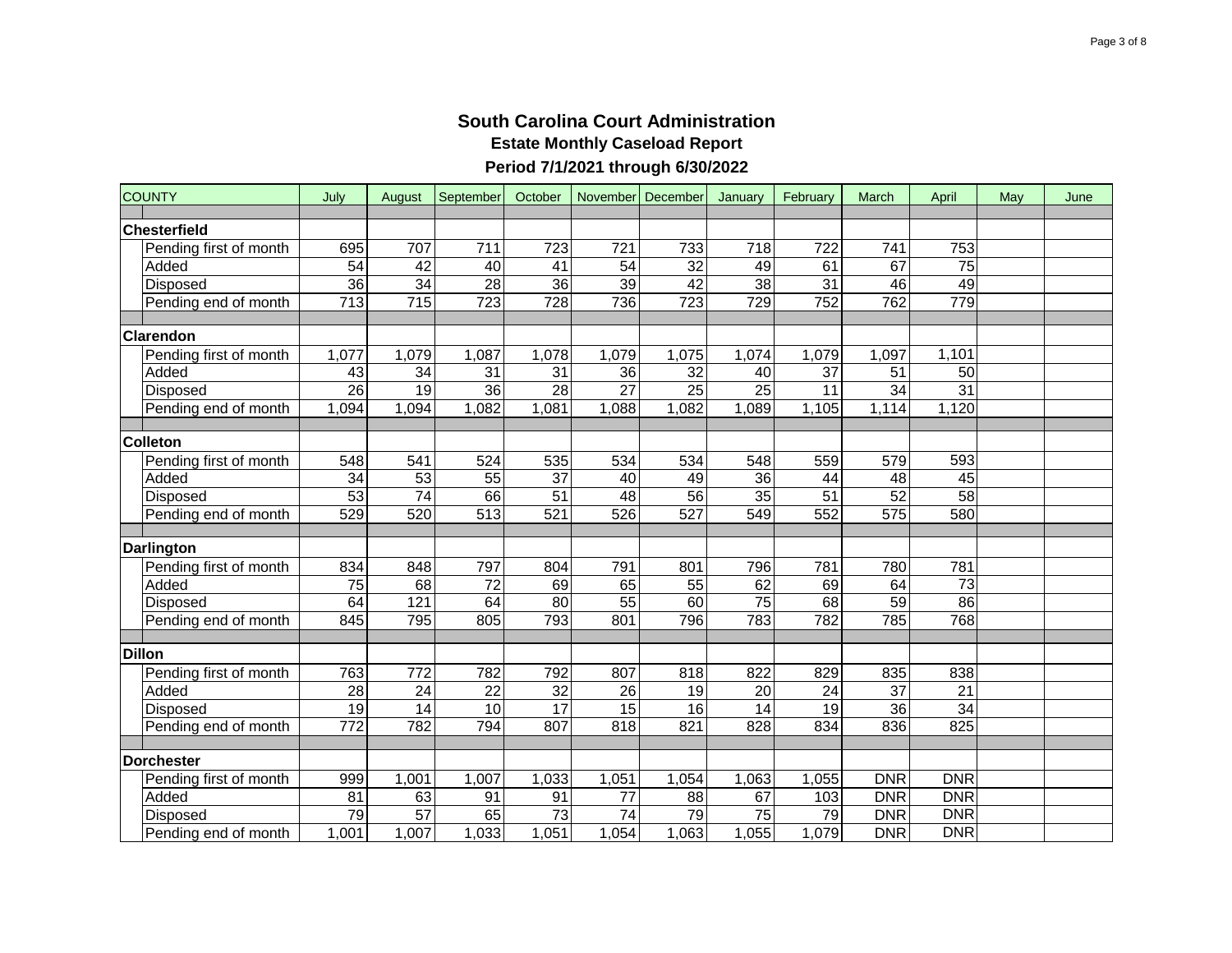# South Carolina Court Administration

## Estate Monthly Caseload Report

### Period 7/1/2021 through 6/30/2022

| COUNTY | | July | August | September | October | November | December | January | February | March | April | May | June |
|---|---|---|---|---|---|---|---|---|---|---|---|---|---|
| **Chesterfield** | | | | | | | | | | | | | |
| | Pending first of month | 695 | 707 | 711 | 723 | 721 | 733 | 718 | 722 | 741 | 753 | | |
| | Added | 54 | 42 | 40 | 41 | 54 | 32 | 49 | 61 | 67 | 75 | | |
| | Disposed | 36 | 34 | 28 | 36 | 39 | 42 | 38 | 31 | 46 | 49 | | |
| | Pending end of month | 713 | 715 | 723 | 728 | 736 | 723 | 729 | 752 | 762 | 779 | | |
| **Clarendon** | | | | | | | | | | | | | |
| | Pending first of month | 1,077 | 1,079 | 1,087 | 1,078 | 1,079 | 1,075 | 1,074 | 1,079 | 1,097 | 1,101 | | |
| | Added | 43 | 34 | 31 | 31 | 36 | 32 | 40 | 37 | 51 | 50 | | |
| | Disposed | 26 | 19 | 36 | 28 | 27 | 25 | 25 | 11 | 34 | 31 | | |
| | Pending end of month | 1,094 | 1,094 | 1,082 | 1,081 | 1,088 | 1,082 | 1,089 | 1,105 | 1,114 | 1,120 | | |
| **Colleton** | | | | | | | | | | | | | |
| | Pending first of month | 548 | 541 | 524 | 535 | 534 | 534 | 548 | 559 | 579 | 593 | | |
| | Added | 34 | 53 | 55 | 37 | 40 | 49 | 36 | 44 | 48 | 45 | | |
| | Disposed | 53 | 74 | 66 | 51 | 48 | 56 | 35 | 51 | 52 | 58 | | |
| | Pending end of month | 529 | 520 | 513 | 521 | 526 | 527 | 549 | 552 | 575 | 580 | | |
| **Darlington** | | | | | | | | | | | | | |
| | Pending first of month | 834 | 848 | 797 | 804 | 791 | 801 | 796 | 781 | 780 | 781 | | |
| | Added | 75 | 68 | 72 | 69 | 65 | 55 | 62 | 69 | 64 | 73 | | |
| | Disposed | 64 | 121 | 64 | 80 | 55 | 60 | 75 | 68 | 59 | 86 | | |
| | Pending end of month | 845 | 795 | 805 | 793 | 801 | 796 | 783 | 782 | 785 | 768 | | |
| **Dillon** | | | | | | | | | | | | | |
| | Pending first of month | 763 | 772 | 782 | 792 | 807 | 818 | 822 | 829 | 835 | 838 | | |
| | Added | 28 | 24 | 22 | 32 | 26 | 19 | 20 | 24 | 37 | 21 | | |
| | Disposed | 19 | 14 | 10 | 17 | 15 | 16 | 14 | 19 | 36 | 34 | | |
| | Pending end of month | 772 | 782 | 794 | 807 | 818 | 821 | 828 | 834 | 836 | 825 | | |
| **Dorchester** | | | | | | | | | | | | | |
| | Pending first of month | 999 | 1,001 | 1,007 | 1,033 | 1,051 | 1,054 | 1,063 | 1,055 | DNR | DNR | | |
| | Added | 81 | 63 | 91 | 91 | 77 | 88 | 67 | 103 | DNR | DNR | | |
| | Disposed | 79 | 57 | 65 | 73 | 74 | 79 | 75 | 79 | DNR | DNR | | |
| | Pending end of month | 1,001 | 1,007 | 1,033 | 1,051 | 1,054 | 1,063 | 1,055 | 1,079 | DNR | DNR | | |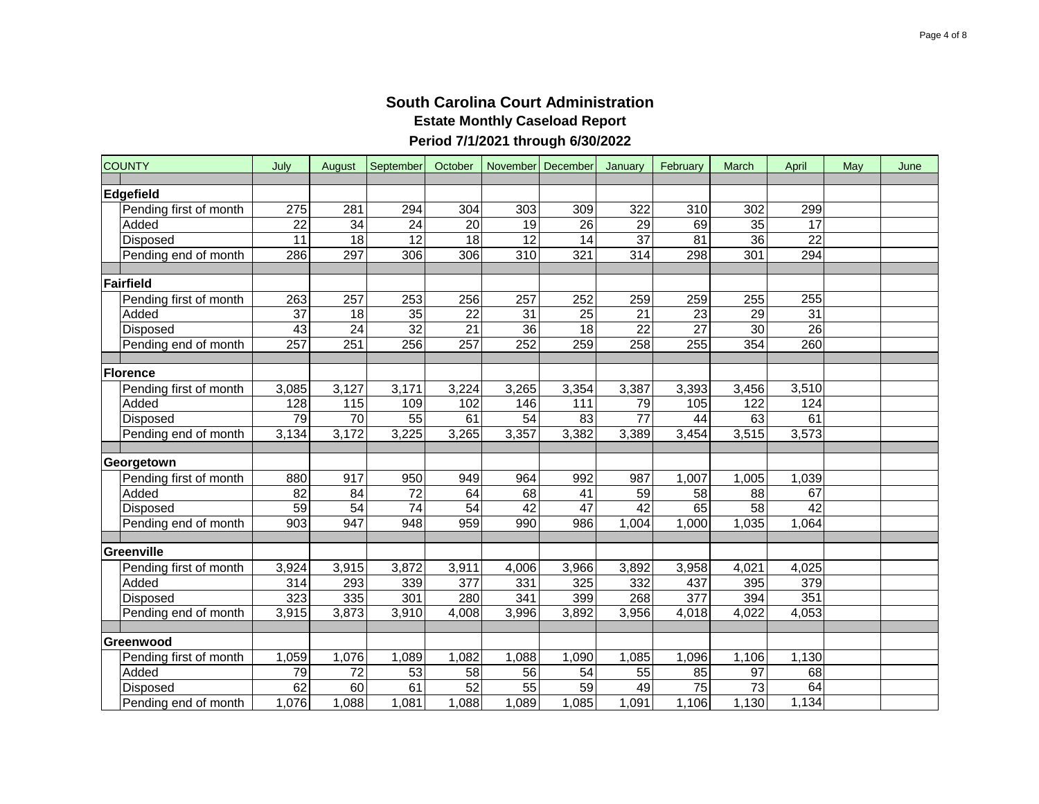# South Carolina Court Administration

## Estate Monthly Caseload Report

### Period 7/1/2021 through 6/30/2022

| COUNTY | July | August | September | October | November | December | January | February | March | April | May | June |
|---|---|---|---|---|---|---|---|---|---|---|---|---|
| **Edgefield** | | | | | | | | | | | | |
| Pending first of month | 275 | 281 | 294 | 304 | 303 | 309 | 322 | 310 | 302 | 299 | | |
| Added | 22 | 34 | 24 | 20 | 19 | 26 | 29 | 69 | 35 | 17 | | |
| Disposed | 11 | 18 | 12 | 18 | 12 | 14 | 37 | 81 | 36 | 22 | | |
| Pending end of month | 286 | 297 | 306 | 306 | 310 | 321 | 314 | 298 | 301 | 294 | | |
| **Fairfield** | | | | | | | | | | | | |
| Pending first of month | 263 | 257 | 253 | 256 | 257 | 252 | 259 | 259 | 255 | 255 | | |
| Added | 37 | 18 | 35 | 22 | 31 | 25 | 21 | 23 | 29 | 31 | | |
| Disposed | 43 | 24 | 32 | 21 | 36 | 18 | 22 | 27 | 30 | 26 | | |
| Pending end of month | 257 | 251 | 256 | 257 | 252 | 259 | 258 | 255 | 354 | 260 | | |
| **Florence** | | | | | | | | | | | | |
| Pending first of month | 3,085 | 3,127 | 3,171 | 3,224 | 3,265 | 3,354 | 3,387 | 3,393 | 3,456 | 3,510 | | |
| Added | 128 | 115 | 109 | 102 | 146 | 111 | 79 | 105 | 122 | 124 | | |
| Disposed | 79 | 70 | 55 | 61 | 54 | 83 | 77 | 44 | 63 | 61 | | |
| Pending end of month | 3,134 | 3,172 | 3,225 | 3,265 | 3,357 | 3,382 | 3,389 | 3,454 | 3,515 | 3,573 | | |
| **Georgetown** | | | | | | | | | | | | |
| Pending first of month | 880 | 917 | 950 | 949 | 964 | 992 | 987 | 1,007 | 1,005 | 1,039 | | |
| Added | 82 | 84 | 72 | 64 | 68 | 41 | 59 | 58 | 88 | 67 | | |
| Disposed | 59 | 54 | 74 | 54 | 42 | 47 | 42 | 65 | 58 | 42 | | |
| Pending end of month | 903 | 947 | 948 | 959 | 990 | 986 | 1,004 | 1,000 | 1,035 | 1,064 | | |
| **Greenville** | | | | | | | | | | | | |
| Pending first of month | 3,924 | 3,915 | 3,872 | 3,911 | 4,006 | 3,966 | 3,892 | 3,958 | 4,021 | 4,025 | | |
| Added | 314 | 293 | 339 | 377 | 331 | 325 | 332 | 437 | 395 | 379 | | |
| Disposed | 323 | 335 | 301 | 280 | 341 | 399 | 268 | 377 | 394 | 351 | | |
| Pending end of month | 3,915 | 3,873 | 3,910 | 4,008 | 3,996 | 3,892 | 3,956 | 4,018 | 4,022 | 4,053 | | |
| **Greenwood** | | | | | | | | | | | | |
| Pending first of month | 1,059 | 1,076 | 1,089 | 1,082 | 1,088 | 1,090 | 1,085 | 1,096 | 1,106 | 1,130 | | |
| Added | 79 | 72 | 53 | 58 | 56 | 54 | 55 | 85 | 97 | 68 | | |
| Disposed | 62 | 60 | 61 | 52 | 55 | 59 | 49 | 75 | 73 | 64 | | |
| Pending end of month | 1,076 | 1,088 | 1,081 | 1,088 | 1,089 | 1,085 | 1,091 | 1,106 | 1,130 | 1,134 | | |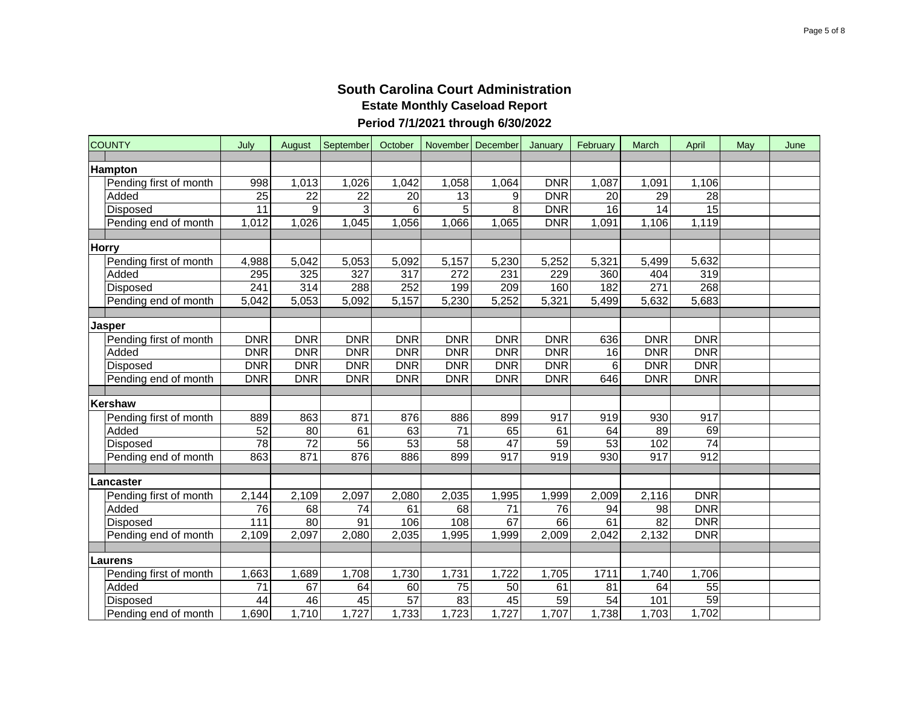# South Carolina Court Administration

## Estate Monthly Caseload Report

### Period 7/1/2021 through 6/30/2022

| COUNTY | July | August | September | October | November | December | January | February | March | April | May | June |
|---|---|---|---|---|---|---|---|---|---|---|---|---|
| **Hampton** | | | | | | | | | | | | |
| Pending first of month | 998 | 1,013 | 1,026 | 1,042 | 1,058 | 1,064 | DNR | 1,087 | 1,091 | 1,106 | | |
| Added | 25 | 22 | 22 | 20 | 13 | 9 | DNR | 20 | 29 | 28 | | |
| Disposed | 11 | 9 | 3 | 6 | 5 | 8 | DNR | 16 | 14 | 15 | | |
| Pending end of month | 1,012 | 1,026 | 1,045 | 1,056 | 1,066 | 1,065 | DNR | 1,091 | 1,106 | 1,119 | | |
| **Horry** | | | | | | | | | | | | |
| Pending first of month | 4,988 | 5,042 | 5,053 | 5,092 | 5,157 | 5,230 | 5,252 | 5,321 | 5,499 | 5,632 | | |
| Added | 295 | 325 | 327 | 317 | 272 | 231 | 229 | 360 | 404 | 319 | | |
| Disposed | 241 | 314 | 288 | 252 | 199 | 209 | 160 | 182 | 271 | 268 | | |
| Pending end of month | 5,042 | 5,053 | 5,092 | 5,157 | 5,230 | 5,252 | 5,321 | 5,499 | 5,632 | 5,683 | | |
| **Jasper** | | | | | | | | | | | | |
| Pending first of month | DNR | DNR | DNR | DNR | DNR | DNR | DNR | 636 | DNR | DNR | | |
| Added | DNR | DNR | DNR | DNR | DNR | DNR | DNR | 16 | DNR | DNR | | |
| Disposed | DNR | DNR | DNR | DNR | DNR | DNR | DNR | 6 | DNR | DNR | | |
| Pending end of month | DNR | DNR | DNR | DNR | DNR | DNR | DNR | 646 | DNR | DNR | | |
| **Kershaw** | | | | | | | | | | | | |
| Pending first of month | 889 | 863 | 871 | 876 | 886 | 899 | 917 | 919 | 930 | 917 | | |
| Added | 52 | 80 | 61 | 63 | 71 | 65 | 61 | 64 | 89 | 69 | | |
| Disposed | 78 | 72 | 56 | 53 | 58 | 47 | 59 | 53 | 102 | 74 | | |
| Pending end of month | 863 | 871 | 876 | 886 | 899 | 917 | 919 | 930 | 917 | 912 | | |
| **Lancaster** | | | | | | | | | | | | |
| Pending first of month | 2,144 | 2,109 | 2,097 | 2,080 | 2,035 | 1,995 | 1,999 | 2,009 | 2,116 | DNR | | |
| Added | 76 | 68 | 74 | 61 | 68 | 71 | 76 | 94 | 98 | DNR | | |
| Disposed | 111 | 80 | 91 | 106 | 108 | 67 | 66 | 61 | 82 | DNR | | |
| Pending end of month | 2,109 | 2,097 | 2,080 | 2,035 | 1,995 | 1,999 | 2,009 | 2,042 | 2,132 | DNR | | |
| **Laurens** | | | | | | | | | | | | |
| Pending first of month | 1,663 | 1,689 | 1,708 | 1,730 | 1,731 | 1,722 | 1,705 | 1711 | 1,740 | 1,706 | | |
| Added | 71 | 67 | 64 | 60 | 75 | 50 | 61 | 81 | 64 | 55 | | |
| Disposed | 44 | 46 | 45 | 57 | 83 | 45 | 59 | 54 | 101 | 59 | | |
| Pending end of month | 1,690 | 1,710 | 1,727 | 1,733 | 1,723 | 1,727 | 1,707 | 1,738 | 1,703 | 1,702 | | |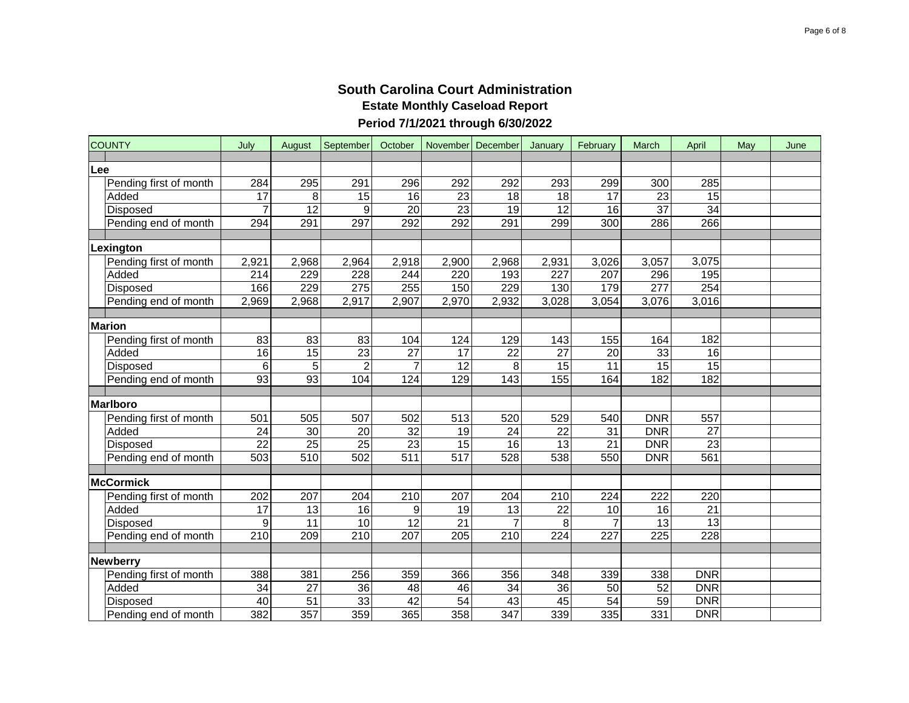# South Carolina Court Administration

## Estate Monthly Caseload Report

### Period 7/1/2021 through 6/30/2022

| COUNTY | July | August | September | October | November | December | January | February | March | April | May | June |
|---|---|---|---|---|---|---|---|---|---|---|---|---|
| **Lee** | | | | | | | | | | | | |
| Pending first of month | 284 | 295 | 291 | 296 | 292 | 292 | 293 | 299 | 300 | 285 | | |
| Added | 17 | 8 | 15 | 16 | 23 | 18 | 18 | 17 | 23 | 15 | | |
| Disposed | 7 | 12 | 9 | 20 | 23 | 19 | 12 | 16 | 37 | 34 | | |
| Pending end of month | 294 | 291 | 297 | 292 | 292 | 291 | 299 | 300 | 286 | 266 | | |
| **Lexington** | | | | | | | | | | | | |
| Pending first of month | 2,921 | 2,968 | 2,964 | 2,918 | 2,900 | 2,968 | 2,931 | 3,026 | 3,057 | 3,075 | | |
| Added | 214 | 229 | 228 | 244 | 220 | 193 | 227 | 207 | 296 | 195 | | |
| Disposed | 166 | 229 | 275 | 255 | 150 | 229 | 130 | 179 | 277 | 254 | | |
| Pending end of month | 2,969 | 2,968 | 2,917 | 2,907 | 2,970 | 2,932 | 3,028 | 3,054 | 3,076 | 3,016 | | |
| **Marion** | | | | | | | | | | | | |
| Pending first of month | 83 | 83 | 83 | 104 | 124 | 129 | 143 | 155 | 164 | 182 | | |
| Added | 16 | 15 | 23 | 27 | 17 | 22 | 27 | 20 | 33 | 16 | | |
| Disposed | 6 | 5 | 2 | 7 | 12 | 8 | 15 | 11 | 15 | 15 | | |
| Pending end of month | 93 | 93 | 104 | 124 | 129 | 143 | 155 | 164 | 182 | 182 | | |
| **Marlboro** | | | | | | | | | | | | |
| Pending first of month | 501 | 505 | 507 | 502 | 513 | 520 | 529 | 540 | DNR | 557 | | |
| Added | 24 | 30 | 20 | 32 | 19 | 24 | 22 | 31 | DNR | 27 | | |
| Disposed | 22 | 25 | 25 | 23 | 15 | 16 | 13 | 21 | DNR | 23 | | |
| Pending end of month | 503 | 510 | 502 | 511 | 517 | 528 | 538 | 550 | DNR | 561 | | |
| **McCormick** | | | | | | | | | | | | |
| Pending first of month | 202 | 207 | 204 | 210 | 207 | 204 | 210 | 224 | 222 | 220 | | |
| Added | 17 | 13 | 16 | 9 | 19 | 13 | 22 | 10 | 16 | 21 | | |
| Disposed | 9 | 11 | 10 | 12 | 21 | 7 | 8 | 7 | 13 | 13 | | |
| Pending end of month | 210 | 209 | 210 | 207 | 205 | 210 | 224 | 227 | 225 | 228 | | |
| **Newberry** | | | | | | | | | | | | |
| Pending first of month | 388 | 381 | 256 | 359 | 366 | 356 | 348 | 339 | 338 | DNR | | |
| Added | 34 | 27 | 36 | 48 | 46 | 34 | 36 | 50 | 52 | DNR | | |
| Disposed | 40 | 51 | 33 | 42 | 54 | 43 | 45 | 54 | 59 | DNR | | |
| Pending end of month | 382 | 357 | 359 | 365 | 358 | 347 | 339 | 335 | 331 | DNR | | |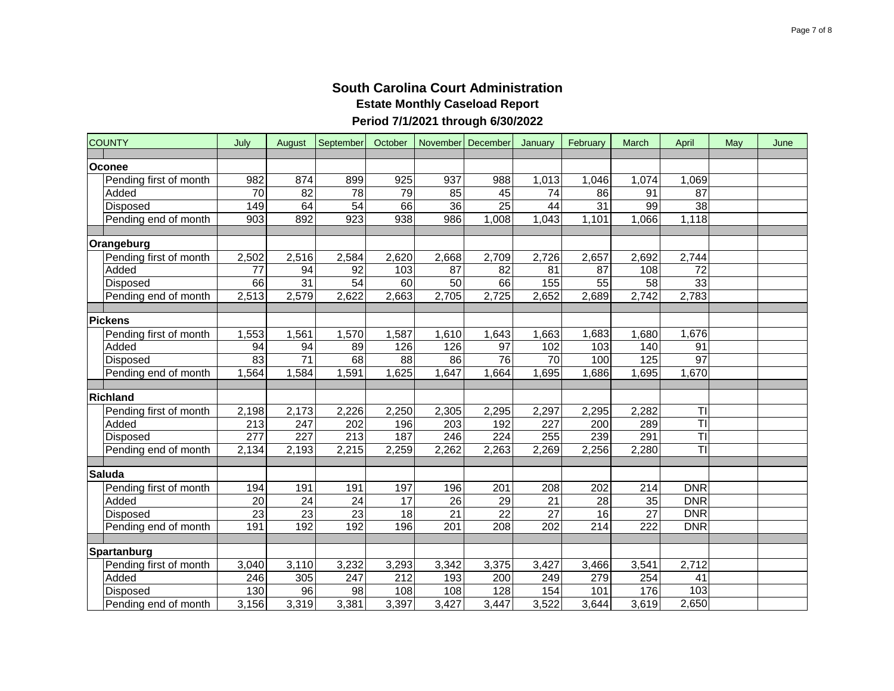# South Carolina Court Administration

## Estate Monthly Caseload Report

### Period 7/1/2021 through 6/30/2022

| COUNTY | July | August | September | October | November | December | January | February | March | April | May | June |
|---|---|---|---|---|---|---|---|---|---|---|---|---|
| **Oconee** | | | | | | | | | | | | |
| Pending first of month | 982 | 874 | 899 | 925 | 937 | 988 | 1,013 | 1,046 | 1,074 | 1,069 | | |
| Added | 70 | 82 | 78 | 79 | 85 | 45 | 74 | 86 | 91 | 87 | | |
| Disposed | 149 | 64 | 54 | 66 | 36 | 25 | 44 | 31 | 99 | 38 | | |
| Pending end of month | 903 | 892 | 923 | 938 | 986 | 1,008 | 1,043 | 1,101 | 1,066 | 1,118 | | |
| **Orangeburg** | | | | | | | | | | | | |
| Pending first of month | 2,502 | 2,516 | 2,584 | 2,620 | 2,668 | 2,709 | 2,726 | 2,657 | 2,692 | 2,744 | | |
| Added | 77 | 94 | 92 | 103 | 87 | 82 | 81 | 87 | 108 | 72 | | |
| Disposed | 66 | 31 | 54 | 60 | 50 | 66 | 155 | 55 | 58 | 33 | | |
| Pending end of month | 2,513 | 2,579 | 2,622 | 2,663 | 2,705 | 2,725 | 2,652 | 2,689 | 2,742 | 2,783 | | |
| **Pickens** | | | | | | | | | | | | |
| Pending first of month | 1,553 | 1,561 | 1,570 | 1,587 | 1,610 | 1,643 | 1,663 | 1,683 | 1,680 | 1,676 | | |
| Added | 94 | 94 | 89 | 126 | 126 | 97 | 102 | 103 | 140 | 91 | | |
| Disposed | 83 | 71 | 68 | 88 | 86 | 76 | 70 | 100 | 125 | 97 | | |
| Pending end of month | 1,564 | 1,584 | 1,591 | 1,625 | 1,647 | 1,664 | 1,695 | 1,686 | 1,695 | 1,670 | | |
| **Richland** | | | | | | | | | | | | |
| Pending first of month | 2,198 | 2,173 | 2,226 | 2,250 | 2,305 | 2,295 | 2,297 | 2,295 | 2,282 | TI | | |
| Added | 213 | 247 | 202 | 196 | 203 | 192 | 227 | 200 | 289 | TI | | |
| Disposed | 277 | 227 | 213 | 187 | 246 | 224 | 255 | 239 | 291 | TI | | |
| Pending end of month | 2,134 | 2,193 | 2,215 | 2,259 | 2,262 | 2,263 | 2,269 | 2,256 | 2,280 | TI | | |
| **Saluda** | | | | | | | | | | | | |
| Pending first of month | 194 | 191 | 191 | 197 | 196 | 201 | 208 | 202 | 214 | DNR | | |
| Added | 20 | 24 | 24 | 17 | 26 | 29 | 21 | 28 | 35 | DNR | | |
| Disposed | 23 | 23 | 23 | 18 | 21 | 22 | 27 | 16 | 27 | DNR | | |
| Pending end of month | 191 | 192 | 192 | 196 | 201 | 208 | 202 | 214 | 222 | DNR | | |
| **Spartanburg** | | | | | | | | | | | | |
| Pending first of month | 3,040 | 3,110 | 3,232 | 3,293 | 3,342 | 3,375 | 3,427 | 3,466 | 3,541 | 2,712 | | |
| Added | 246 | 305 | 247 | 212 | 193 | 200 | 249 | 279 | 254 | 41 | | |
| Disposed | 130 | 96 | 98 | 108 | 108 | 128 | 154 | 101 | 176 | 103 | | |
| Pending end of month | 3,156 | 3,319 | 3,381 | 3,397 | 3,427 | 3,447 | 3,522 | 3,644 | 3,619 | 2,650 | | |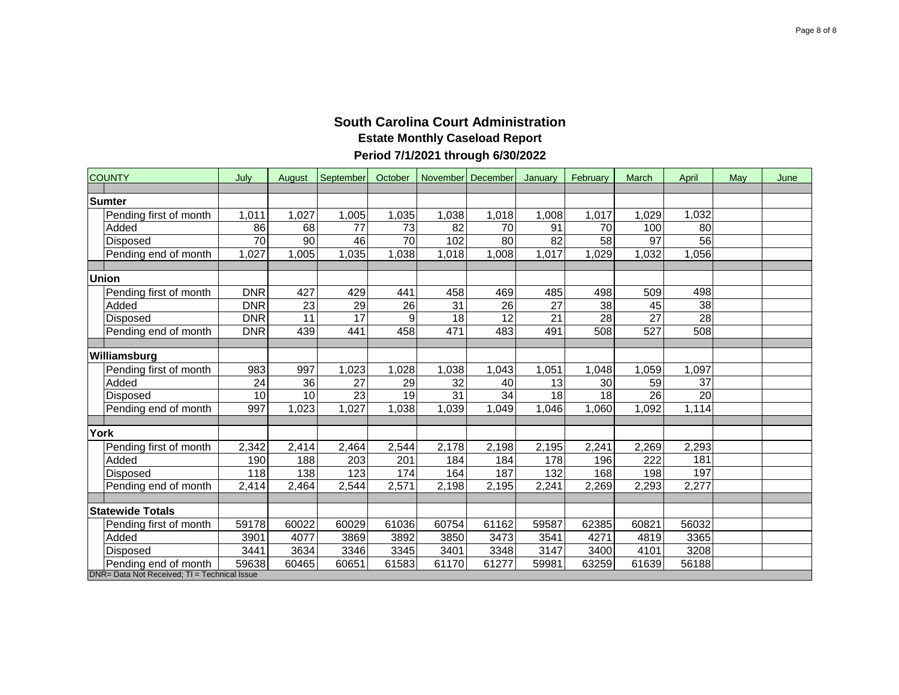# South Carolina Court Administration

## Estate Monthly Caseload Report

### Period 7/1/2021 through 6/30/2022

| COUNTY | July | August | September | October | November | December | January | February | March | April | May | June |
|---|---|---|---|---|---|---|---|---|---|---|---|---|
| **Sumter** | | | | | | | | | | | | |
| Pending first of month | 1,011 | 1,027 | 1,005 | 1,035 | 1,038 | 1,018 | 1,008 | 1,017 | 1,029 | 1,032 | | |
| Added | 86 | 68 | 77 | 73 | 82 | 70 | 91 | 70 | 100 | 80 | | |
| Disposed | 70 | 90 | 46 | 70 | 102 | 80 | 82 | 58 | 97 | 56 | | |
| Pending end of month | 1,027 | 1,005 | 1,035 | 1,038 | 1,018 | 1,008 | 1,017 | 1,029 | 1,032 | 1,056 | | |
| **Union** | | | | | | | | | | | | |
| Pending first of month | DNR | 427 | 429 | 441 | 458 | 469 | 485 | 498 | 509 | 498 | | |
| Added | DNR | 23 | 29 | 26 | 31 | 26 | 27 | 38 | 45 | 38 | | |
| Disposed | DNR | 11 | 17 | 9 | 18 | 12 | 21 | 28 | 27 | 28 | | |
| Pending end of month | DNR | 439 | 441 | 458 | 471 | 483 | 491 | 508 | 527 | 508 | | |
| **Williamsburg** | | | | | | | | | | | | |
| Pending first of month | 983 | 997 | 1,023 | 1,028 | 1,038 | 1,043 | 1,051 | 1,048 | 1,059 | 1,097 | | |
| Added | 24 | 36 | 27 | 29 | 32 | 40 | 13 | 30 | 59 | 37 | | |
| Disposed | 10 | 10 | 23 | 19 | 31 | 34 | 18 | 18 | 26 | 20 | | |
| Pending end of month | 997 | 1,023 | 1,027 | 1,038 | 1,039 | 1,049 | 1,046 | 1,060 | 1,092 | 1,114 | | |
| **York** | | | | | | | | | | | | |
| Pending first of month | 2,342 | 2,414 | 2,464 | 2,544 | 2,178 | 2,198 | 2,195 | 2,241 | 2,269 | 2,293 | | |
| Added | 190 | 188 | 203 | 201 | 184 | 184 | 178 | 196 | 222 | 181 | | |
| Disposed | 118 | 138 | 123 | 174 | 164 | 187 | 132 | 168 | 198 | 197 | | |
| Pending end of month | 2,414 | 2,464 | 2,544 | 2,571 | 2,198 | 2,195 | 2,241 | 2,269 | 2,293 | 2,277 | | |
| **Statewide Totals** | | | | | | | | | | | | |
| Pending first of month | 59178 | 60022 | 60029 | 61036 | 60754 | 61162 | 59587 | 62385 | 60821 | 56032 | | |
| Added | 3901 | 4077 | 3869 | 3892 | 3850 | 3473 | 3541 | 4271 | 4819 | 3365 | | |
| Disposed | 3441 | 3634 | 3346 | 3345 | 3401 | 3348 | 3147 | 3400 | 4101 | 3208 | | |
| Pending end of month | 59638 | 60465 | 60651 | 61583 | 61170 | 61277 | 59981 | 63259 | 61639 | 56188 | | |

DNR= Data Not Received; TI = Technical Issue